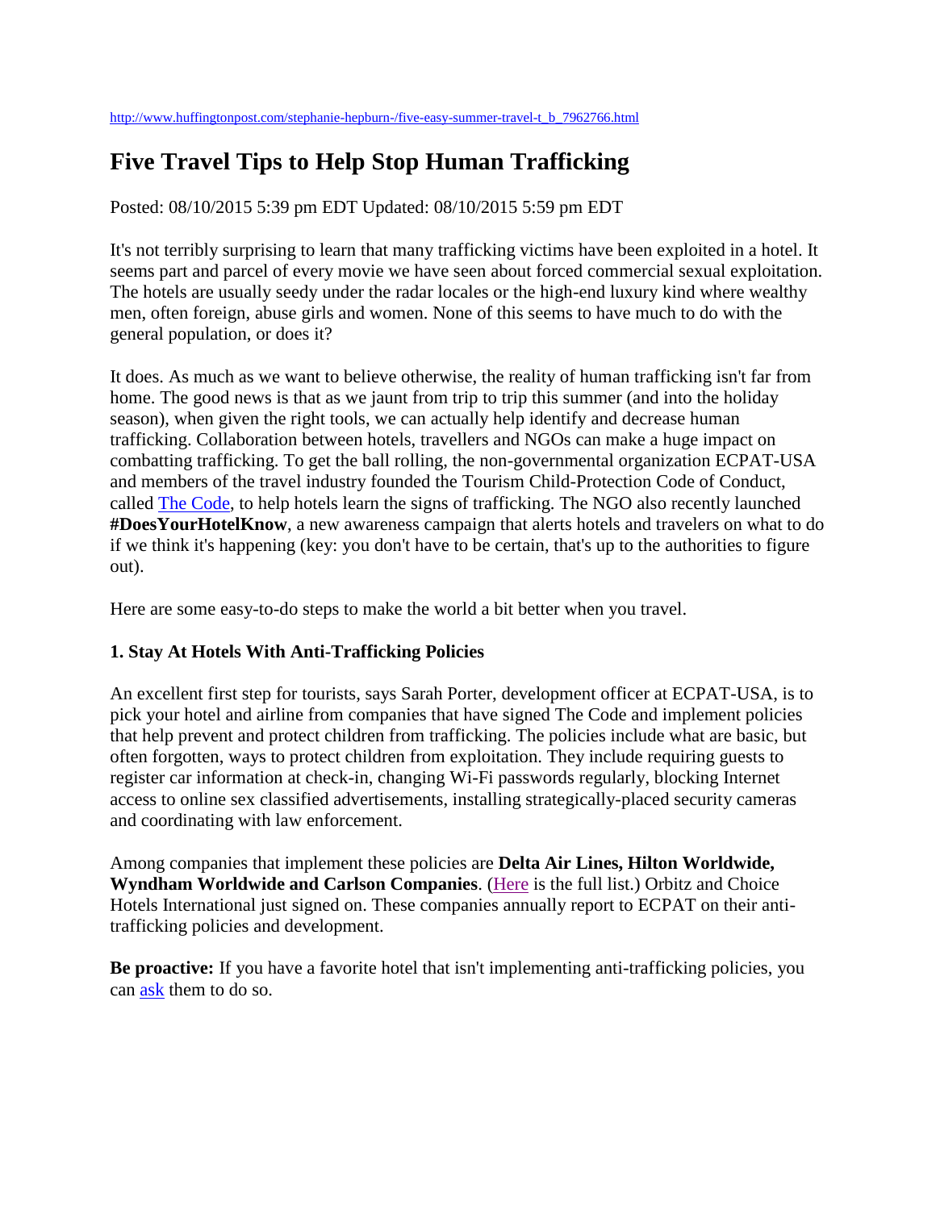http://www.huffingtonpost.com/stephanie-hepburn-/five-easy-summer-travel-t_b_7962766.html

# Five Travel Tips to Help Stop Human Trafficking

Posted: 08/10/2015 5:39 pm EDT Updated: 08/10/2015 5:59 pm EDT

It's not terribly surprising to learn that many trafficking victims have been exploited in a hotel. It seems part and parcel of every movie we have seen about forced commercial sexual exploitation. The hotels are usually seedy under the radar locales or the high-end luxury kind where wealthy men, often foreign, abuse girls and women. None of this seems to have much to do with the general population, or does it?

It does. As much as we want to believe otherwise, the reality of human trafficking isn't far from home. The good news is that as we jaunt from trip to trip this summer (and into the holiday season), when given the right tools, we can actually help identify and decrease human trafficking. Collaboration between hotels, travellers and NGOs can make a huge impact on combatting trafficking. To get the ball rolling, the non-governmental organization ECPAT-USA and members of the travel industry founded the Tourism Child-Protection Code of Conduct, called The Code, to help hotels learn the signs of trafficking. The NGO also recently launched **#DoesYourHotelKnow**, a new awareness campaign that alerts hotels and travelers on what to do if we think it's happening (key: you don't have to be certain, that's up to the authorities to figure out).

Here are some easy-to-do steps to make the world a bit better when you travel.

### 1. Stay At Hotels With Anti-Trafficking Policies

An excellent first step for tourists, says Sarah Porter, development officer at ECPAT-USA, is to pick your hotel and airline from companies that have signed The Code and implement policies that help prevent and protect children from trafficking. The policies include what are basic, but often forgotten, ways to protect children from exploitation. They include requiring guests to register car information at check-in, changing Wi-Fi passwords regularly, blocking Internet access to online sex classified advertisements, installing strategically-placed security cameras and coordinating with law enforcement.

Among companies that implement these policies are **Delta Air Lines, Hilton Worldwide, Wyndham Worldwide and Carlson Companies**. (Here is the full list.) Orbitz and Choice Hotels International just signed on. These companies annually report to ECPAT on their anti-trafficking policies and development.

**Be proactive:** If you have a favorite hotel that isn't implementing anti-trafficking policies, you can ask them to do so.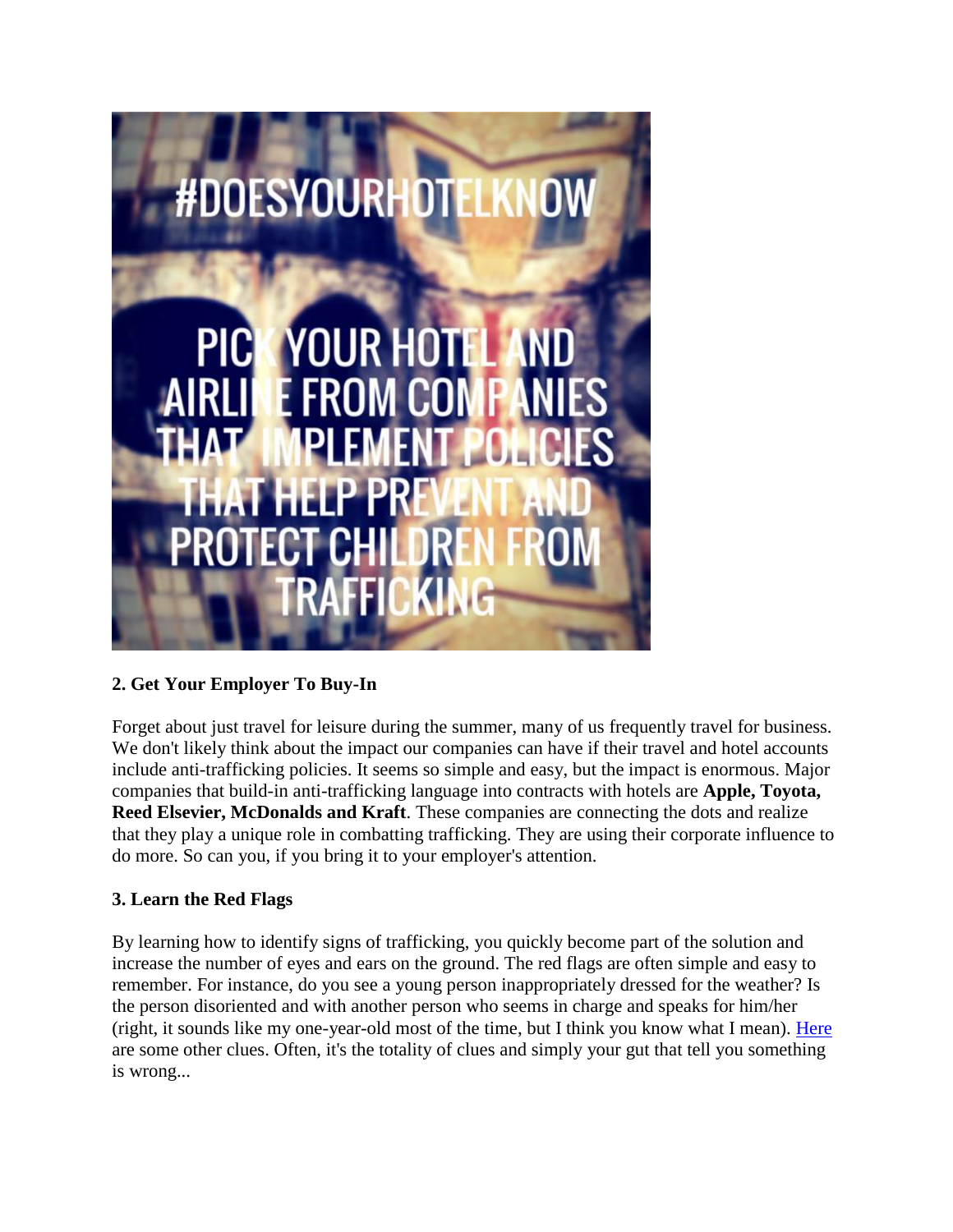#DOESYOURHOTELKNOW

PICK YOUR HOTEL AND AIRLINE FROM COMPANIES THAT IMPLEMENT POLICIES THAT HELP PREVENT AND PROTECT CHILDREN FROM TRAFFICKING

**2. Get Your Employer To Buy-In**

Forget about just travel for leisure during the summer, many of us frequently travel for business. We don't likely think about the impact our companies can have if their travel and hotel accounts include anti-trafficking policies. It seems so simple and easy, but the impact is enormous. Major companies that build-in anti-trafficking language into contracts with hotels are **Apple, Toyota, Reed Elsevier, McDonalds and Kraft**. These companies are connecting the dots and realize that they play a unique role in combatting trafficking. They are using their corporate influence to do more. So can you, if you bring it to your employer's attention.

**3. Learn the Red Flags**

By learning how to identify signs of trafficking, you quickly become part of the solution and increase the number of eyes and ears on the ground. The red flags are often simple and easy to remember. For instance, do you see a young person inappropriately dressed for the weather? Is the person disoriented and with another person who seems in charge and speaks for him/her (right, it sounds like my one-year-old most of the time, but I think you know what I mean). Here are some other clues. Often, it's the totality of clues and simply your gut that tell you something is wrong...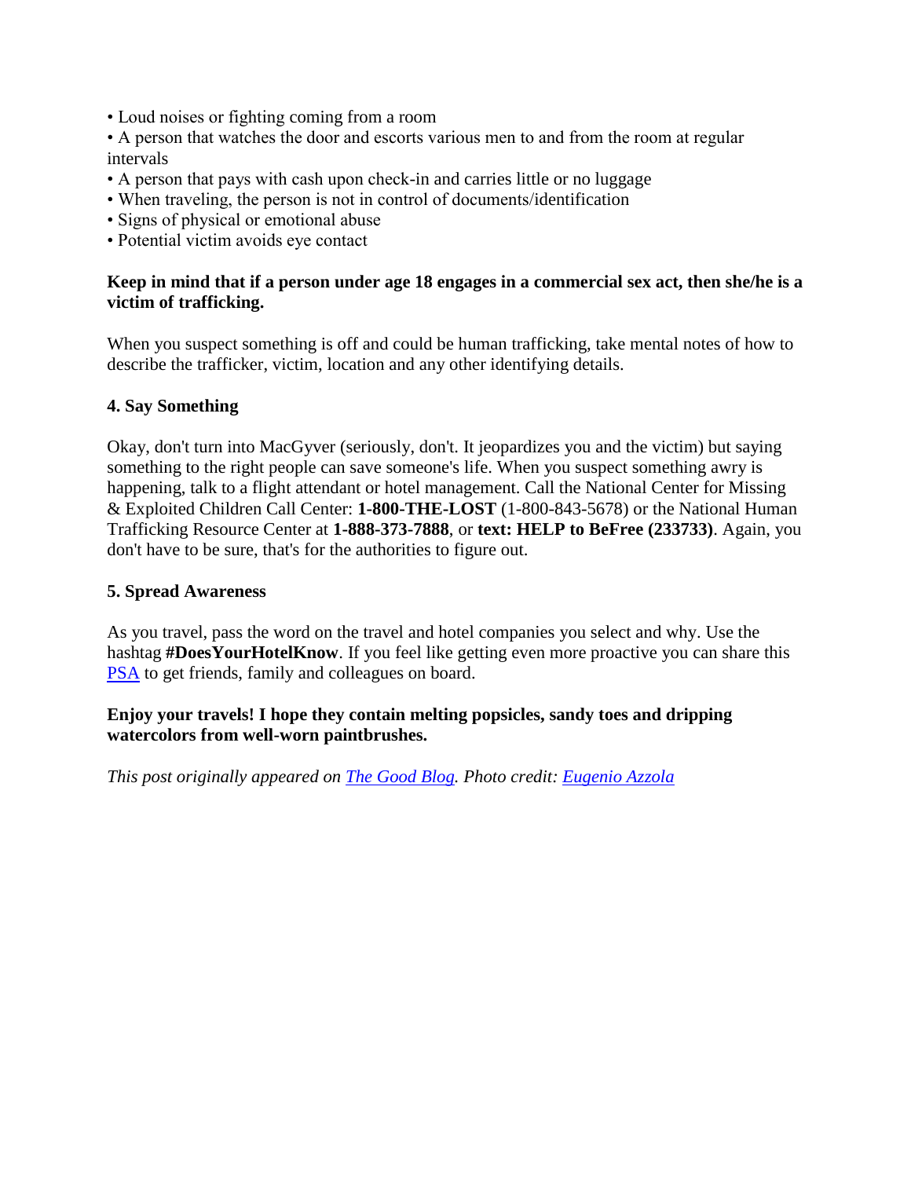- Loud noises or fighting coming from a room
- A person that watches the door and escorts various men to and from the room at regular intervals
- A person that pays with cash upon check-in and carries little or no luggage
- When traveling, the person is not in control of documents/identification
- Signs of physical or emotional abuse
- Potential victim avoids eye contact

**Keep in mind that if a person under age 18 engages in a commercial sex act, then she/he is a victim of trafficking.**

When you suspect something is off and could be human trafficking, take mental notes of how to describe the trafficker, victim, location and any other identifying details.

**4. Say Something**

Okay, don't turn into MacGyver (seriously, don't. It jeopardizes you and the victim) but saying something to the right people can save someone's life. When you suspect something awry is happening, talk to a flight attendant or hotel management. Call the National Center for Missing & Exploited Children Call Center: **1-800-THE-LOST** (1-800-843-5678) or the National Human Trafficking Resource Center at **1-888-373-7888**, or **text: HELP to BeFree (233733)**. Again, you don't have to be sure, that's for the authorities to figure out.

**5. Spread Awareness**

As you travel, pass the word on the travel and hotel companies you select and why. Use the hashtag **#DoesYourHotelKnow**. If you feel like getting even more proactive you can share this PSA to get friends, family and colleagues on board.

**Enjoy your travels! I hope they contain melting popsicles, sandy toes and dripping watercolors from well-worn paintbrushes.**

*This post originally appeared on The Good Blog. Photo credit: Eugenio Azzola*